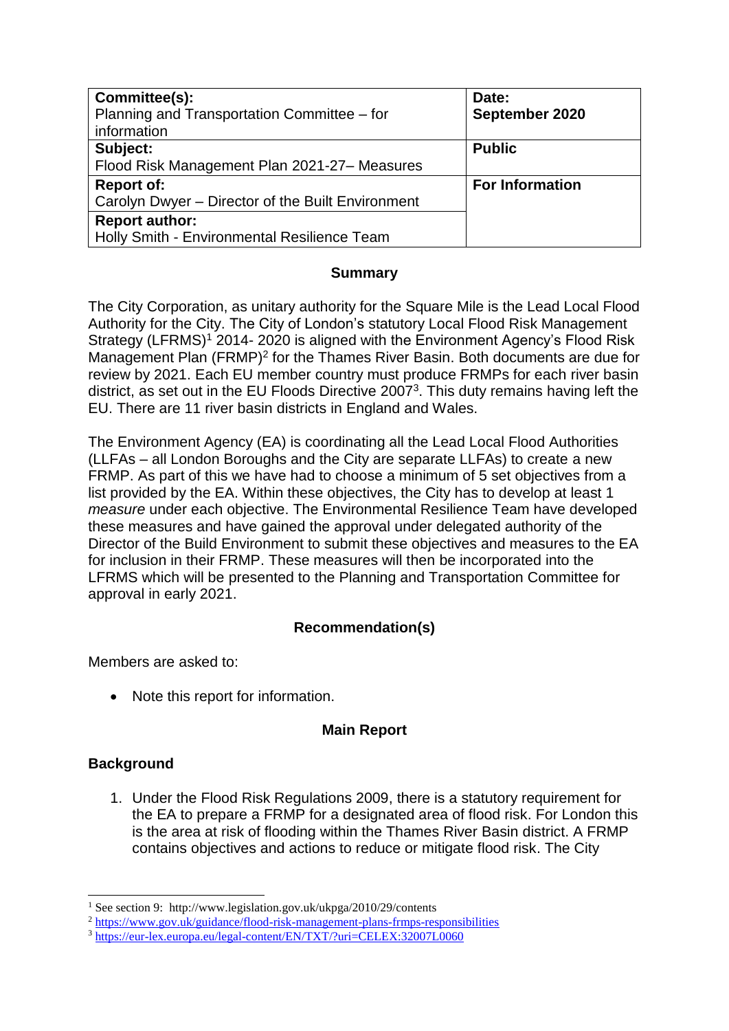| Committee(s): Planning and Transportation Committee – for information | Date: **September 2020** |
|---|---|
| **Subject:** Flood Risk Management Plan 2021-27– Measures | **Public** |
| **Report of:** Carolyn Dwyer – Director of the Built Environment | **For Information** |
| **Report author:** Holly Smith - Environmental Resilience Team | |

## Summary

The City Corporation, as unitary authority for the Square Mile is the Lead Local Flood Authority for the City. The City of London's statutory Local Flood Risk Management Strategy (LFRMS)[1] 2014- 2020 is aligned with the Environment Agency's Flood Risk Management Plan (FRMP)[2] for the Thames River Basin. Both documents are due for review by 2021. Each EU member country must produce FRMPs for each river basin district, as set out in the EU Floods Directive 2007[3]. This duty remains having left the EU. There are 11 river basin districts in England and Wales.

The Environment Agency (EA) is coordinating all the Lead Local Flood Authorities (LLFAs – all London Boroughs and the City are separate LLFAs) to create a new FRMP. As part of this we have had to choose a minimum of 5 set objectives from a list provided by the EA. Within these objectives, the City has to develop at least 1 *measure* under each objective. The Environmental Resilience Team have developed these measures and have gained the approval under delegated authority of the Director of the Build Environment to submit these objectives and measures to the EA for inclusion in their FRMP. These measures will then be incorporated into the LFRMS which will be presented to the Planning and Transportation Committee for approval in early 2021.

## Recommendation(s)

Members are asked to:

- Note this report for information.

## Main Report

### Background

1. Under the Flood Risk Regulations 2009, there is a statutory requirement for the EA to prepare a FRMP for a designated area of flood risk. For London this is the area at risk of flooding within the Thames River Basin district. A FRMP contains objectives and actions to reduce or mitigate flood risk. The City

---

[1] See section 9: http://www.legislation.gov.uk/ukpga/2010/29/contents

[2] https://www.gov.uk/guidance/flood-risk-management-plans-frmps-responsibilities

[3] https://eur-lex.europa.eu/legal-content/EN/TXT/?uri=CELEX:32007L0060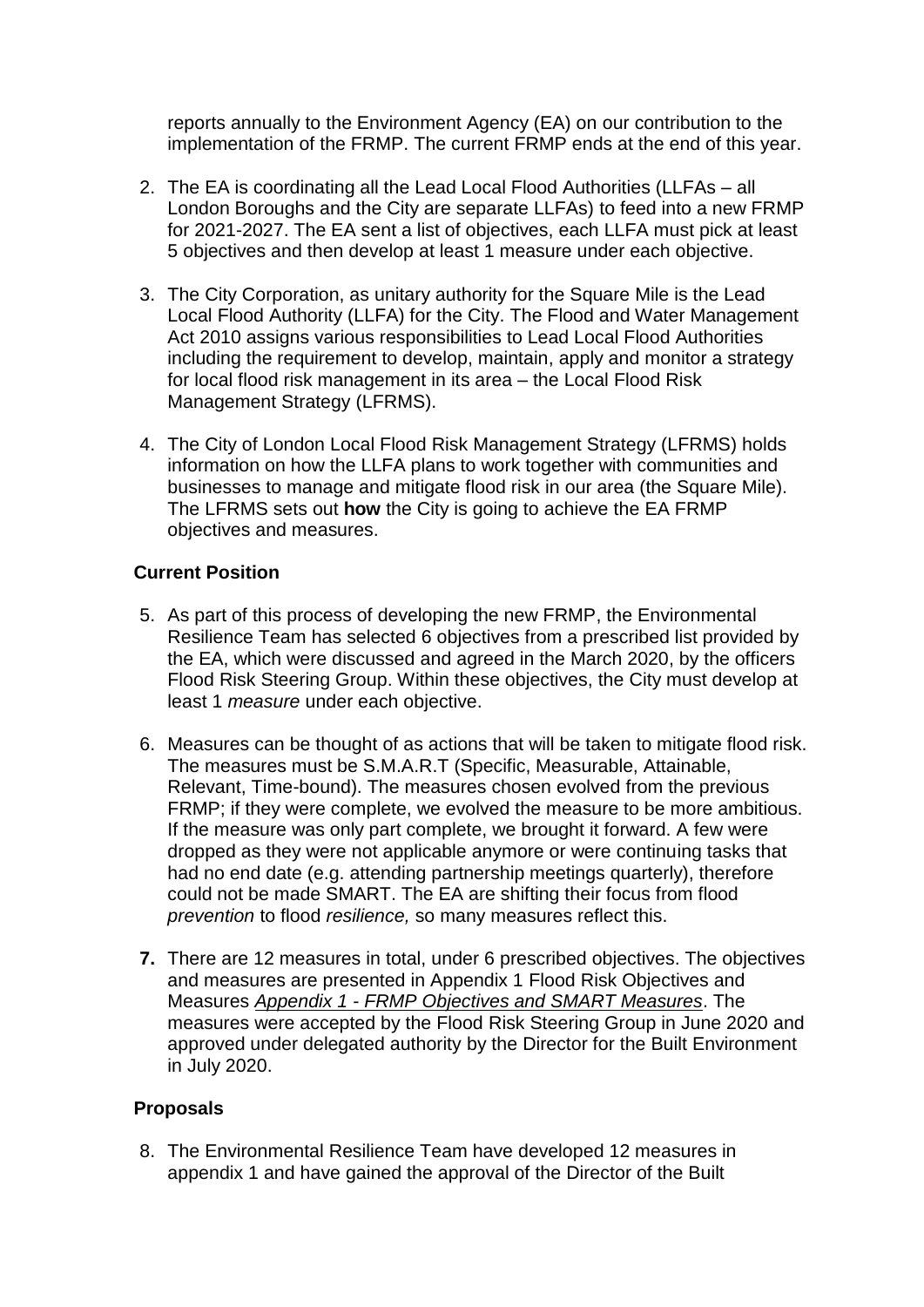reports annually to the Environment Agency (EA) on our contribution to the implementation of the FRMP. The current FRMP ends at the end of this year.

2. The EA is coordinating all the Lead Local Flood Authorities (LLFAs – all London Boroughs and the City are separate LLFAs) to feed into a new FRMP for 2021-2027. The EA sent a list of objectives, each LLFA must pick at least 5 objectives and then develop at least 1 measure under each objective.

3. The City Corporation, as unitary authority for the Square Mile is the Lead Local Flood Authority (LLFA) for the City. The Flood and Water Management Act 2010 assigns various responsibilities to Lead Local Flood Authorities including the requirement to develop, maintain, apply and monitor a strategy for local flood risk management in its area – the Local Flood Risk Management Strategy (LFRMS).

4. The City of London Local Flood Risk Management Strategy (LFRMS) holds information on how the LLFA plans to work together with communities and businesses to manage and mitigate flood risk in our area (the Square Mile). The LFRMS sets out **how** the City is going to achieve the EA FRMP objectives and measures.

### Current Position

5. As part of this process of developing the new FRMP, the Environmental Resilience Team has selected 6 objectives from a prescribed list provided by the EA, which were discussed and agreed in the March 2020, by the officers Flood Risk Steering Group. Within these objectives, the City must develop at least 1 *measure* under each objective.

6. Measures can be thought of as actions that will be taken to mitigate flood risk. The measures must be S.M.A.R.T (Specific, Measurable, Attainable, Relevant, Time-bound). The measures chosen evolved from the previous FRMP; if they were complete, we evolved the measure to be more ambitious. If the measure was only part complete, we brought it forward. A few were dropped as they were not applicable anymore or were continuing tasks that had no end date (e.g. attending partnership meetings quarterly), therefore could not be made SMART. The EA are shifting their focus from flood *prevention* to flood *resilience,* so many measures reflect this.

7. There are 12 measures in total, under 6 prescribed objectives. The objectives and measures are presented in Appendix 1 Flood Risk Objectives and Measures *Appendix 1 - FRMP Objectives and SMART Measures*. The measures were accepted by the Flood Risk Steering Group in June 2020 and approved under delegated authority by the Director for the Built Environment in July 2020.

### Proposals

8. The Environmental Resilience Team have developed 12 measures in appendix 1 and have gained the approval of the Director of the Built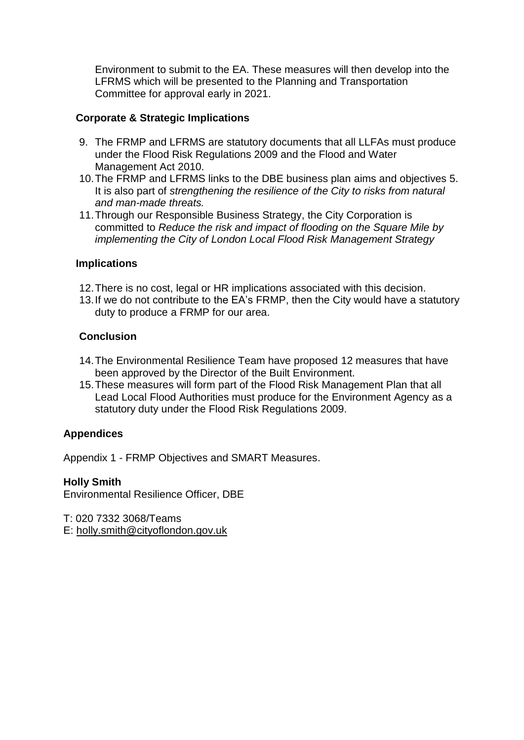Environment to submit to the EA. These measures will then develop into the LFRMS which will be presented to the Planning and Transportation Committee for approval early in 2021.

## Corporate & Strategic Implications

9. The FRMP and LFRMS are statutory documents that all LLFAs must produce under the Flood Risk Regulations 2009 and the Flood and Water Management Act 2010.
10. The FRMP and LFRMS links to the DBE business plan aims and objectives 5. It is also part of *strengthening the resilience of the City to risks from natural and man-made threats.*
11. Through our Responsible Business Strategy, the City Corporation is committed to *Reduce the risk and impact of flooding on the Square Mile by implementing the City of London Local Flood Risk Management Strategy*

## Implications

12. There is no cost, legal or HR implications associated with this decision.
13. If we do not contribute to the EA's FRMP, then the City would have a statutory duty to produce a FRMP for our area.

## Conclusion

14. The Environmental Resilience Team have proposed 12 measures that have been approved by the Director of the Built Environment.
15. These measures will form part of the Flood Risk Management Plan that all Lead Local Flood Authorities must produce for the Environment Agency as a statutory duty under the Flood Risk Regulations 2009.

## Appendices

Appendix 1 - FRMP Objectives and SMART Measures.

**Holly Smith**
Environmental Resilience Officer, DBE

T: 020 7332 3068/Teams
E: holly.smith@cityoflondon.gov.uk